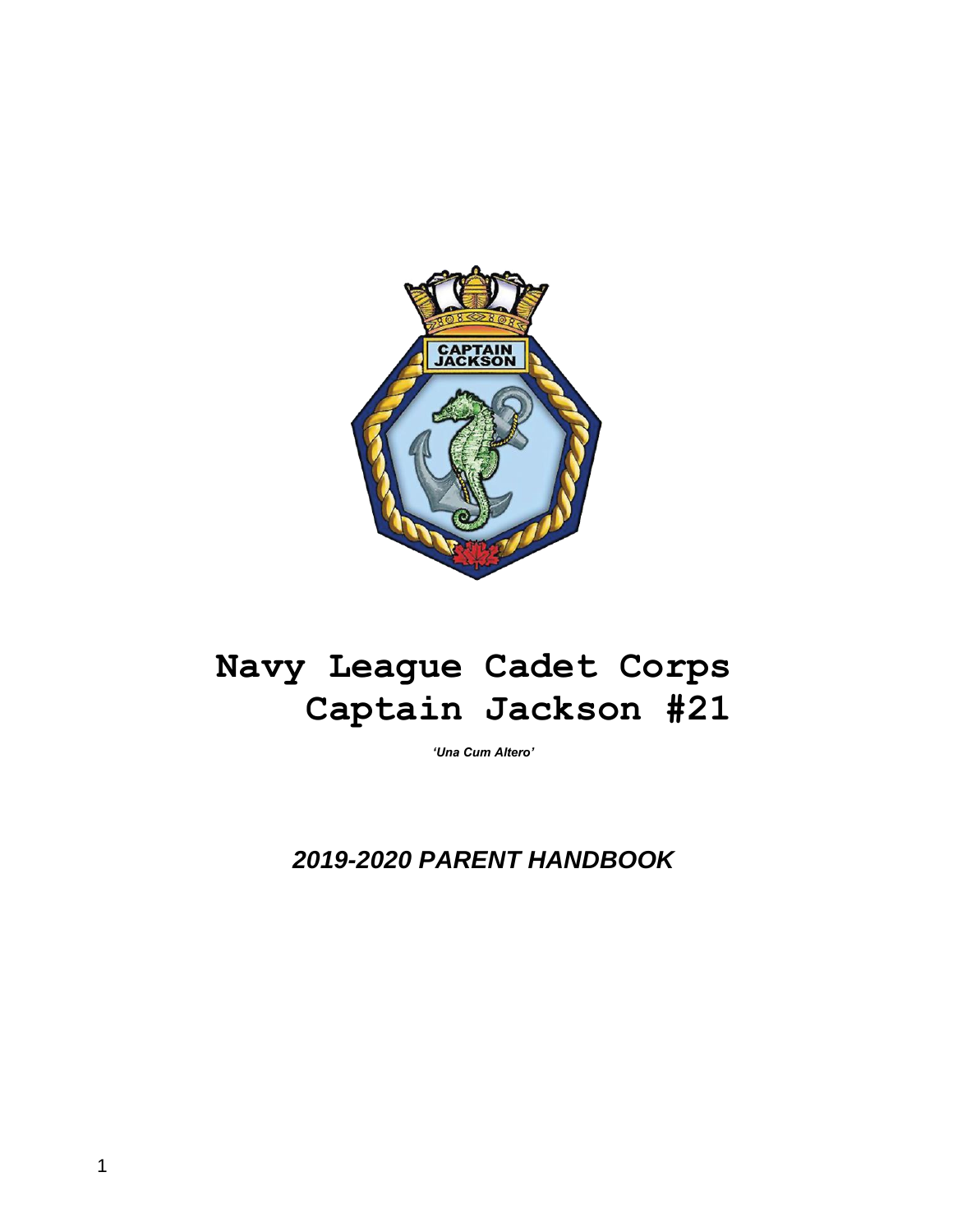# Navy League Cadet Corps Captain Jackson #21

*'Una Cum Altero'*

## *2019-2020 PARENT HANDBOOK*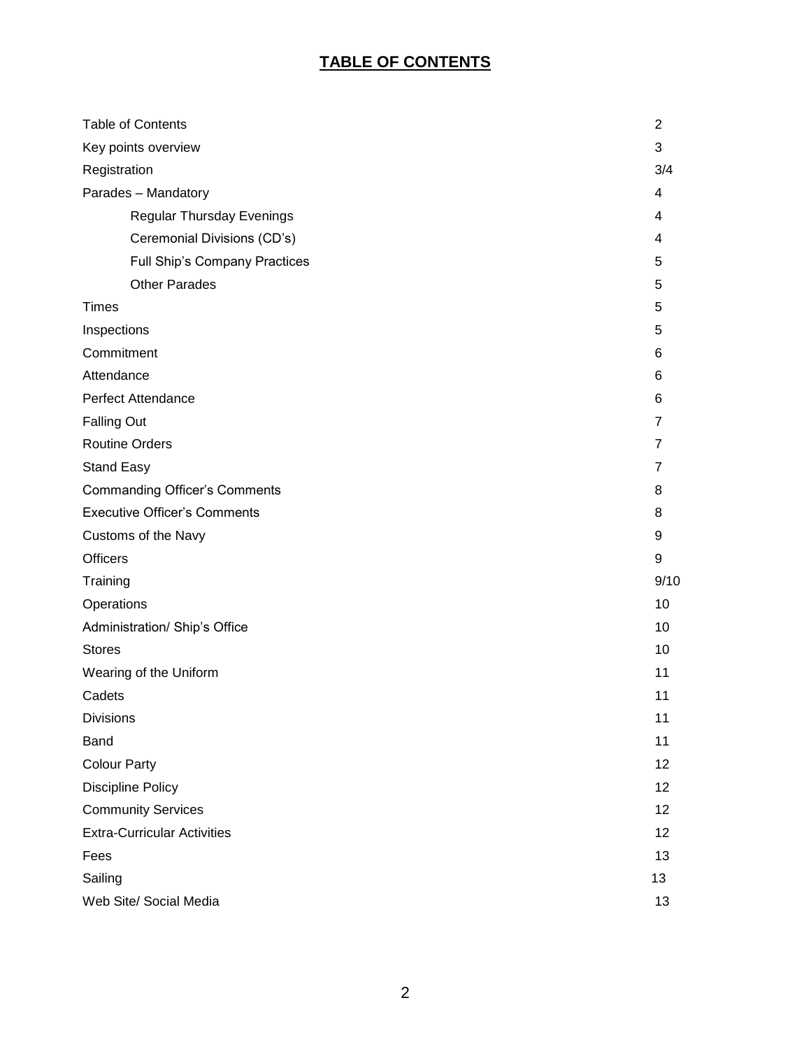# TABLE OF CONTENTS

| | |
|---|---|
| Table of Contents | 2 |
| Key points overview | 3 |
| Registration | 3/4 |
| Parades – Mandatory | 4 |
| Regular Thursday Evenings | 4 |
| Ceremonial Divisions (CD's) | 4 |
| Full Ship's Company Practices | 5 |
| Other Parades | 5 |
| Times | 5 |
| Inspections | 5 |
| Commitment | 6 |
| Attendance | 6 |
| Perfect Attendance | 6 |
| Falling Out | 7 |
| Routine Orders | 7 |
| Stand Easy | 7 |
| Commanding Officer's Comments | 8 |
| Executive Officer's Comments | 8 |
| Customs of the Navy | 9 |
| Officers | 9 |
| Training | 9/10 |
| Operations | 10 |
| Administration/ Ship's Office | 10 |
| Stores | 10 |
| Wearing of the Uniform | 11 |
| Cadets | 11 |
| Divisions | 11 |
| Band | 11 |
| Colour Party | 12 |
| Discipline Policy | 12 |
| Community Services | 12 |
| Extra-Curricular Activities | 12 |
| Fees | 13 |
| Sailing | 13 |
| Web Site/ Social Media | 13 |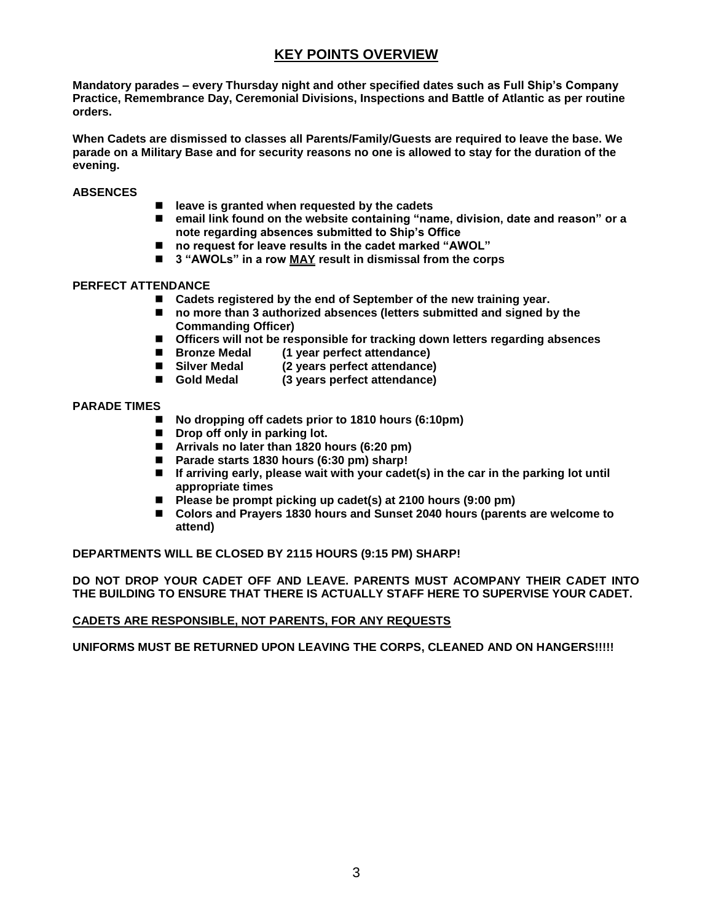## KEY POINTS OVERVIEW

**Mandatory parades – every Thursday night and other specified dates such as Full Ship's Company Practice, Remembrance Day, Ceremonial Divisions, Inspections and Battle of Atlantic as per routine orders.**

**When Cadets are dismissed to classes all Parents/Family/Guests are required to leave the base. We parade on a Military Base and for security reasons no one is allowed to stay for the duration of the evening.**

**ABSENCES**

- **leave is granted when requested by the cadets**
- **email link found on the website containing "name, division, date and reason" or a note regarding absences submitted to Ship's Office**
- **no request for leave results in the cadet marked "AWOL"**
- **3 "AWOLs" in a row <u>MAY</u> result in dismissal from the corps**

**PERFECT ATTENDANCE**

- **Cadets registered by the end of September of the new training year.**
- **no more than 3 authorized absences (letters submitted and signed by the Commanding Officer)**
- **Officers will not be responsible for tracking down letters regarding absences**
- **Bronze Medal (1 year perfect attendance)**
- **Silver Medal (2 years perfect attendance)**
- **Gold Medal (3 years perfect attendance)**

**PARADE TIMES**

- **No dropping off cadets prior to 1810 hours (6:10pm)**
- **Drop off only in parking lot.**
- **Arrivals no later than 1820 hours (6:20 pm)**
- **Parade starts 1830 hours (6:30 pm) sharp!**
- **If arriving early, please wait with your cadet(s) in the car in the parking lot until appropriate times**
- **Please be prompt picking up cadet(s) at 2100 hours (9:00 pm)**
- **Colors and Prayers 1830 hours and Sunset 2040 hours (parents are welcome to attend)**

**DEPARTMENTS WILL BE CLOSED BY 2115 HOURS (9:15 PM) SHARP!**

**DO NOT DROP YOUR CADET OFF AND LEAVE. PARENTS MUST ACOMPANY THEIR CADET INTO THE BUILDING TO ENSURE THAT THERE IS ACTUALLY STAFF HERE TO SUPERVISE YOUR CADET.**

**<u>CADETS ARE RESPONSIBLE, NOT PARENTS, FOR ANY REQUESTS</u>**

**UNIFORMS MUST BE RETURNED UPON LEAVING THE CORPS, CLEANED AND ON HANGERS!!!!!**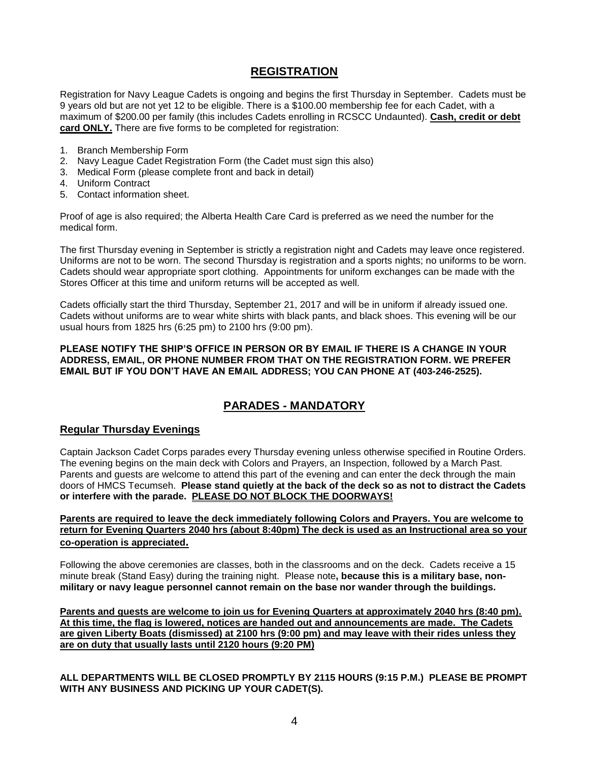## REGISTRATION

Registration for Navy League Cadets is ongoing and begins the first Thursday in September. Cadets must be 9 years old but are not yet 12 to be eligible. There is a $100.00 membership fee for each Cadet, with a maximum of $200.00 per family (this includes Cadets enrolling in RCSCC Undaunted). **Cash, credit or debt card ONLY.** There are five forms to be completed for registration:

1. Branch Membership Form
2. Navy League Cadet Registration Form (the Cadet must sign this also)
3. Medical Form (please complete front and back in detail)
4. Uniform Contract
5. Contact information sheet.

Proof of age is also required; the Alberta Health Care Card is preferred as we need the number for the medical form.

The first Thursday evening in September is strictly a registration night and Cadets may leave once registered. Uniforms are not to be worn. The second Thursday is registration and a sports nights; no uniforms to be worn. Cadets should wear appropriate sport clothing. Appointments for uniform exchanges can be made with the Stores Officer at this time and uniform returns will be accepted as well.

Cadets officially start the third Thursday, September 21, 2017 and will be in uniform if already issued one. Cadets without uniforms are to wear white shirts with black pants, and black shoes. This evening will be our usual hours from 1825 hrs (6:25 pm) to 2100 hrs (9:00 pm).

**PLEASE NOTIFY THE SHIP'S OFFICE IN PERSON OR BY EMAIL IF THERE IS A CHANGE IN YOUR ADDRESS, EMAIL, OR PHONE NUMBER FROM THAT ON THE REGISTRATION FORM. WE PREFER EMAIL BUT IF YOU DON'T HAVE AN EMAIL ADDRESS; YOU CAN PHONE AT (403-246-2525).**

## PARADES - MANDATORY

### Regular Thursday Evenings

Captain Jackson Cadet Corps parades every Thursday evening unless otherwise specified in Routine Orders. The evening begins on the main deck with Colors and Prayers, an Inspection, followed by a March Past. Parents and guests are welcome to attend this part of the evening and can enter the deck through the main doors of HMCS Tecumseh. **Please stand quietly at the back of the deck so as not to distract the Cadets or interfere with the parade. PLEASE DO NOT BLOCK THE DOORWAYS!**

**Parents are required to leave the deck immediately following Colors and Prayers. You are welcome to return for Evening Quarters 2040 hrs (about 8:40pm) The deck is used as an Instructional area so your co-operation is appreciated.**

Following the above ceremonies are classes, both in the classrooms and on the deck. Cadets receive a 15 minute break (Stand Easy) during the training night. Please note**, because this is a military base, non-military or navy league personnel cannot remain on the base nor wander through the buildings.**

**Parents and guests are welcome to join us for Evening Quarters at approximately 2040 hrs (8:40 pm). At this time, the flag is lowered, notices are handed out and announcements are made. The Cadets are given Liberty Boats (dismissed) at 2100 hrs (9:00 pm) and may leave with their rides unless they are on duty that usually lasts until 2120 hours (9:20 PM)**

**ALL DEPARTMENTS WILL BE CLOSED PROMPTLY BY 2115 HOURS (9:15 P.M.) PLEASE BE PROMPT WITH ANY BUSINESS AND PICKING UP YOUR CADET(S).**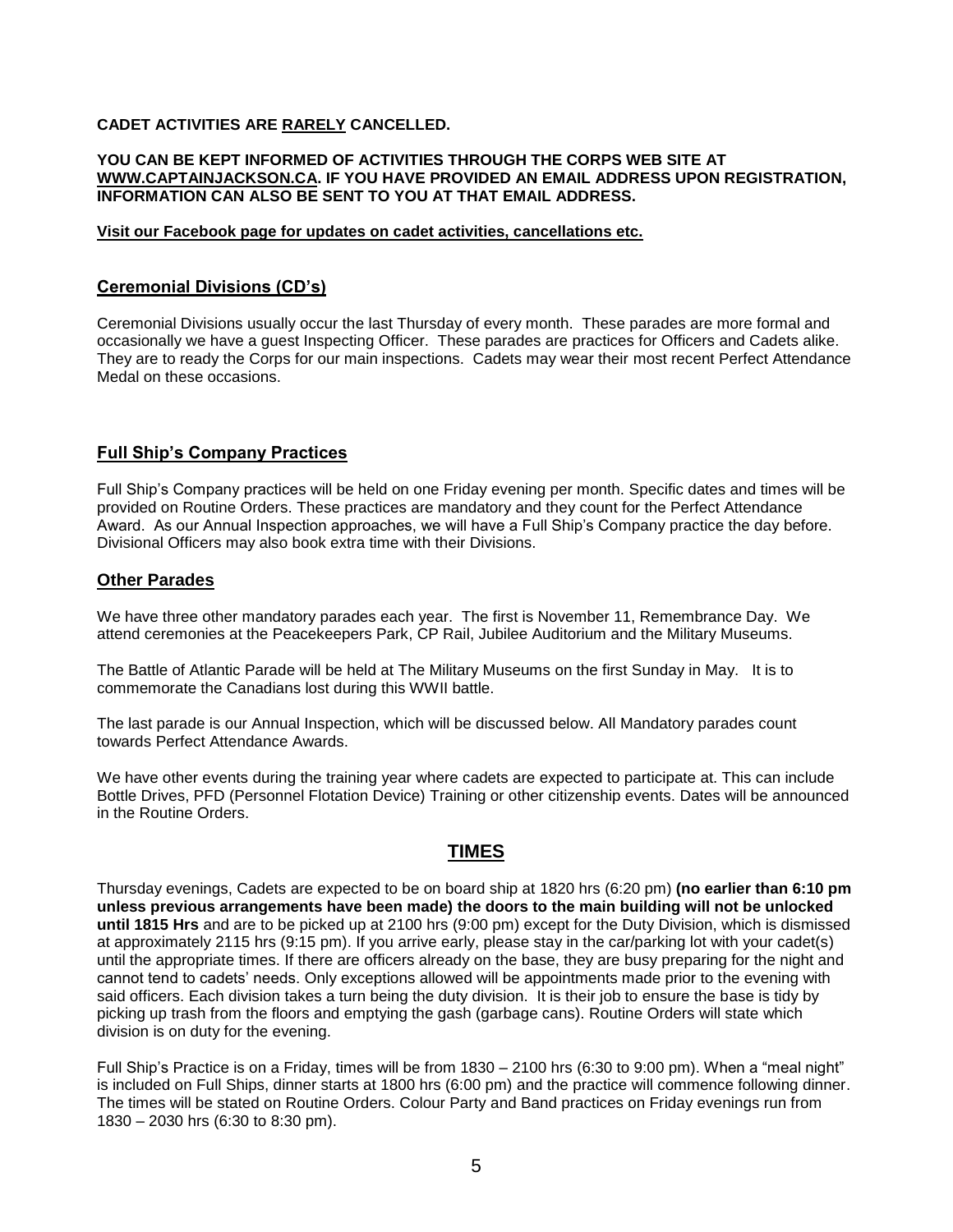**CADET ACTIVITIES ARE <u>RARELY</u> CANCELLED.**

**YOU CAN BE KEPT INFORMED OF ACTIVITIES THROUGH THE CORPS WEB SITE AT <u>WWW.CAPTAINJACKSON.CA</u>. IF YOU HAVE PROVIDED AN EMAIL ADDRESS UPON REGISTRATION, INFORMATION CAN ALSO BE SENT TO YOU AT THAT EMAIL ADDRESS.**

**<u>Visit our Facebook page for updates on cadet activities, cancellations etc.</u>**

### <u>Ceremonial Divisions (CD's)</u>

Ceremonial Divisions usually occur the last Thursday of every month. These parades are more formal and occasionally we have a guest Inspecting Officer. These parades are practices for Officers and Cadets alike. They are to ready the Corps for our main inspections. Cadets may wear their most recent Perfect Attendance Medal on these occasions.

### <u>Full Ship's Company Practices</u>

Full Ship's Company practices will be held on one Friday evening per month. Specific dates and times will be provided on Routine Orders. These practices are mandatory and they count for the Perfect Attendance Award. As our Annual Inspection approaches, we will have a Full Ship's Company practice the day before. Divisional Officers may also book extra time with their Divisions.

### <u>Other Parades</u>

We have three other mandatory parades each year. The first is November 11, Remembrance Day. We attend ceremonies at the Peacekeepers Park, CP Rail, Jubilee Auditorium and the Military Museums.

The Battle of Atlantic Parade will be held at The Military Museums on the first Sunday in May. It is to commemorate the Canadians lost during this WWII battle.

The last parade is our Annual Inspection, which will be discussed below. All Mandatory parades count towards Perfect Attendance Awards.

We have other events during the training year where cadets are expected to participate at. This can include Bottle Drives, PFD (Personnel Flotation Device) Training or other citizenship events. Dates will be announced in the Routine Orders.

## <u>TIMES</u>

Thursday evenings, Cadets are expected to be on board ship at 1820 hrs (6:20 pm) **(no earlier than 6:10 pm unless previous arrangements have been made) the doors to the main building will not be unlocked until 1815 Hrs** and are to be picked up at 2100 hrs (9:00 pm) except for the Duty Division, which is dismissed at approximately 2115 hrs (9:15 pm). If you arrive early, please stay in the car/parking lot with your cadet(s) until the appropriate times. If there are officers already on the base, they are busy preparing for the night and cannot tend to cadets' needs. Only exceptions allowed will be appointments made prior to the evening with said officers. Each division takes a turn being the duty division. It is their job to ensure the base is tidy by picking up trash from the floors and emptying the gash (garbage cans). Routine Orders will state which division is on duty for the evening.

Full Ship's Practice is on a Friday, times will be from 1830 – 2100 hrs (6:30 to 9:00 pm). When a "meal night" is included on Full Ships, dinner starts at 1800 hrs (6:00 pm) and the practice will commence following dinner. The times will be stated on Routine Orders. Colour Party and Band practices on Friday evenings run from 1830 – 2030 hrs (6:30 to 8:30 pm).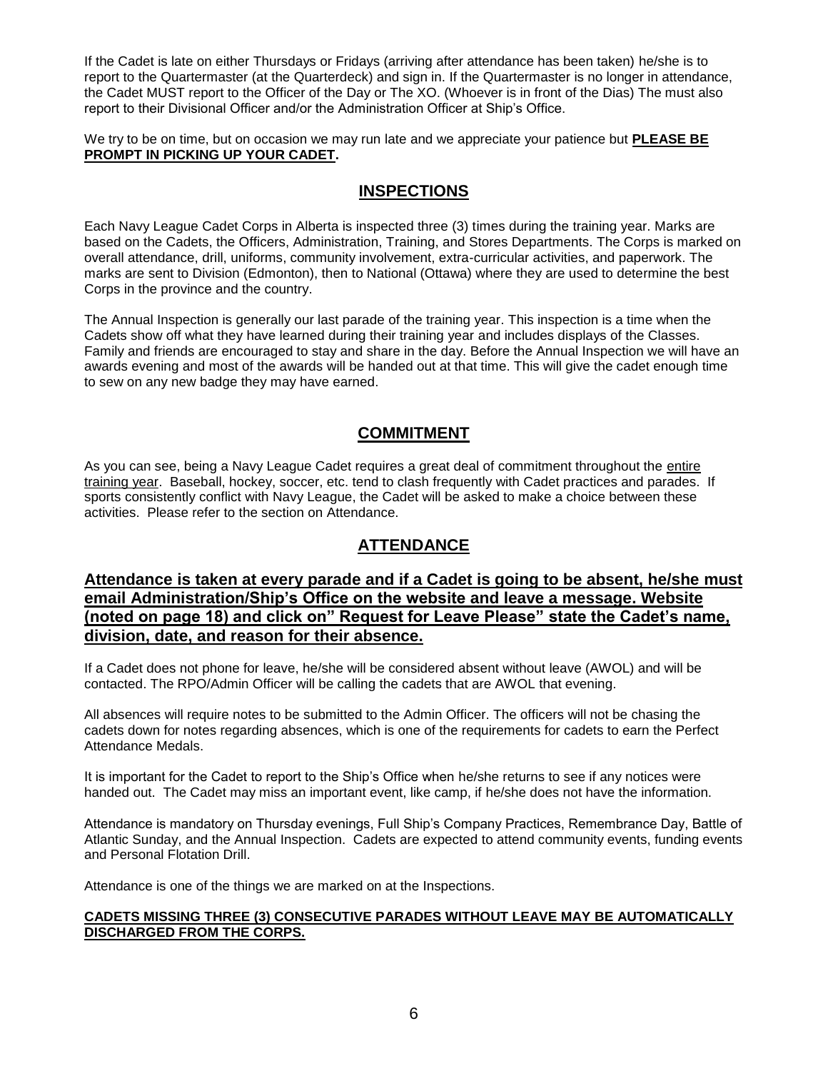If the Cadet is late on either Thursdays or Fridays (arriving after attendance has been taken) he/she is to report to the Quartermaster (at the Quarterdeck) and sign in. If the Quartermaster is no longer in attendance, the Cadet MUST report to the Officer of the Day or The XO. (Whoever is in front of the Dias) The must also report to their Divisional Officer and/or the Administration Officer at Ship's Office.

We try to be on time, but on occasion we may run late and we appreciate your patience but **PLEASE BE PROMPT IN PICKING UP YOUR CADET.**

## INSPECTIONS

Each Navy League Cadet Corps in Alberta is inspected three (3) times during the training year. Marks are based on the Cadets, the Officers, Administration, Training, and Stores Departments. The Corps is marked on overall attendance, drill, uniforms, community involvement, extra-curricular activities, and paperwork. The marks are sent to Division (Edmonton), then to National (Ottawa) where they are used to determine the best Corps in the province and the country.

The Annual Inspection is generally our last parade of the training year. This inspection is a time when the Cadets show off what they have learned during their training year and includes displays of the Classes. Family and friends are encouraged to stay and share in the day. Before the Annual Inspection we will have an awards evening and most of the awards will be handed out at that time. This will give the cadet enough time to sew on any new badge they may have earned.

## COMMITMENT

As you can see, being a Navy League Cadet requires a great deal of commitment throughout the entire training year. Baseball, hockey, soccer, etc. tend to clash frequently with Cadet practices and parades. If sports consistently conflict with Navy League, the Cadet will be asked to make a choice between these activities. Please refer to the section on Attendance.

## ATTENDANCE

### Attendance is taken at every parade and if a Cadet is going to be absent, he/she must email Administration/Ship's Office on the website and leave a message. Website (noted on page 18) and click on" Request for Leave Please" state the Cadet's name, division, date, and reason for their absence.

If a Cadet does not phone for leave, he/she will be considered absent without leave (AWOL) and will be contacted. The RPO/Admin Officer will be calling the cadets that are AWOL that evening.

All absences will require notes to be submitted to the Admin Officer. The officers will not be chasing the cadets down for notes regarding absences, which is one of the requirements for cadets to earn the Perfect Attendance Medals.

It is important for the Cadet to report to the Ship's Office when he/she returns to see if any notices were handed out. The Cadet may miss an important event, like camp, if he/she does not have the information.

Attendance is mandatory on Thursday evenings, Full Ship's Company Practices, Remembrance Day, Battle of Atlantic Sunday, and the Annual Inspection. Cadets are expected to attend community events, funding events and Personal Flotation Drill.

Attendance is one of the things we are marked on at the Inspections.

**CADETS MISSING THREE (3) CONSECUTIVE PARADES WITHOUT LEAVE MAY BE AUTOMATICALLY DISCHARGED FROM THE CORPS.**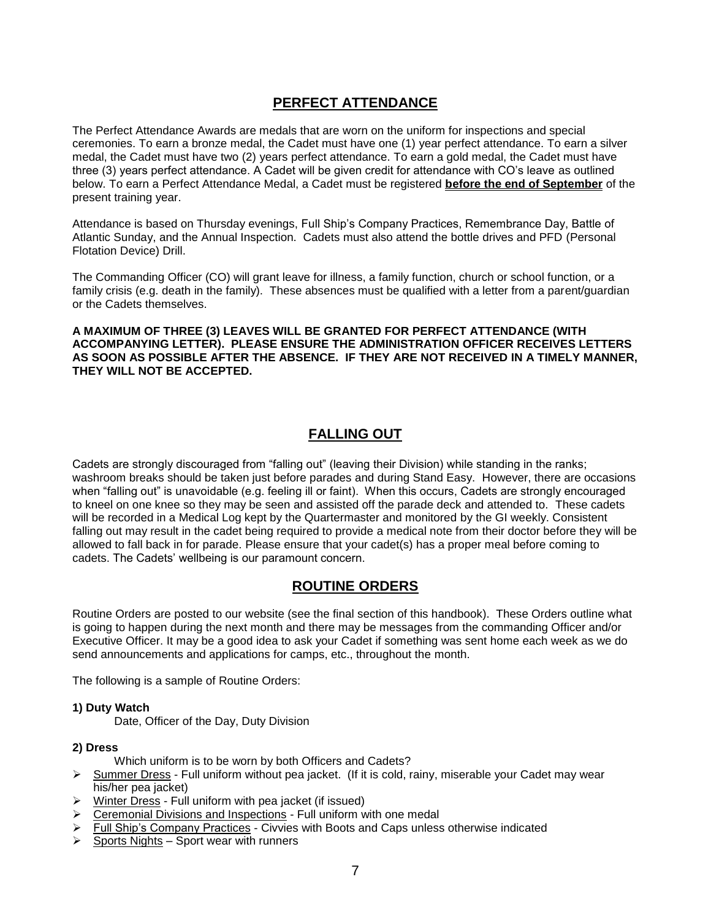## PERFECT ATTENDANCE

The Perfect Attendance Awards are medals that are worn on the uniform for inspections and special ceremonies. To earn a bronze medal, the Cadet must have one (1) year perfect attendance. To earn a silver medal, the Cadet must have two (2) years perfect attendance. To earn a gold medal, the Cadet must have three (3) years perfect attendance. A Cadet will be given credit for attendance with CO's leave as outlined below. To earn a Perfect Attendance Medal, a Cadet must be registered **before the end of September** of the present training year.

Attendance is based on Thursday evenings, Full Ship's Company Practices, Remembrance Day, Battle of Atlantic Sunday, and the Annual Inspection. Cadets must also attend the bottle drives and PFD (Personal Flotation Device) Drill.

The Commanding Officer (CO) will grant leave for illness, a family function, church or school function, or a family crisis (e.g. death in the family). These absences must be qualified with a letter from a parent/guardian or the Cadets themselves.

**A MAXIMUM OF THREE (3) LEAVES WILL BE GRANTED FOR PERFECT ATTENDANCE (WITH ACCOMPANYING LETTER). PLEASE ENSURE THE ADMINISTRATION OFFICER RECEIVES LETTERS AS SOON AS POSSIBLE AFTER THE ABSENCE. IF THEY ARE NOT RECEIVED IN A TIMELY MANNER, THEY WILL NOT BE ACCEPTED.**

## FALLING OUT

Cadets are strongly discouraged from "falling out" (leaving their Division) while standing in the ranks; washroom breaks should be taken just before parades and during Stand Easy. However, there are occasions when "falling out" is unavoidable (e.g. feeling ill or faint). When this occurs, Cadets are strongly encouraged to kneel on one knee so they may be seen and assisted off the parade deck and attended to. These cadets will be recorded in a Medical Log kept by the Quartermaster and monitored by the GI weekly. Consistent falling out may result in the cadet being required to provide a medical note from their doctor before they will be allowed to fall back in for parade. Please ensure that your cadet(s) has a proper meal before coming to cadets. The Cadets' wellbeing is our paramount concern.

## ROUTINE ORDERS

Routine Orders are posted to our website (see the final section of this handbook). These Orders outline what is going to happen during the next month and there may be messages from the commanding Officer and/or Executive Officer. It may be a good idea to ask your Cadet if something was sent home each week as we do send announcements and applications for camps, etc., throughout the month.

The following is a sample of Routine Orders:

**1) Duty Watch**

Date, Officer of the Day, Duty Division

**2) Dress**

Which uniform is to be worn by both Officers and Cadets?

- Summer Dress - Full uniform without pea jacket. (If it is cold, rainy, miserable your Cadet may wear his/her pea jacket)
- Winter Dress - Full uniform with pea jacket (if issued)
- Ceremonial Divisions and Inspections - Full uniform with one medal
- Full Ship's Company Practices - Civvies with Boots and Caps unless otherwise indicated
- Sports Nights – Sport wear with runners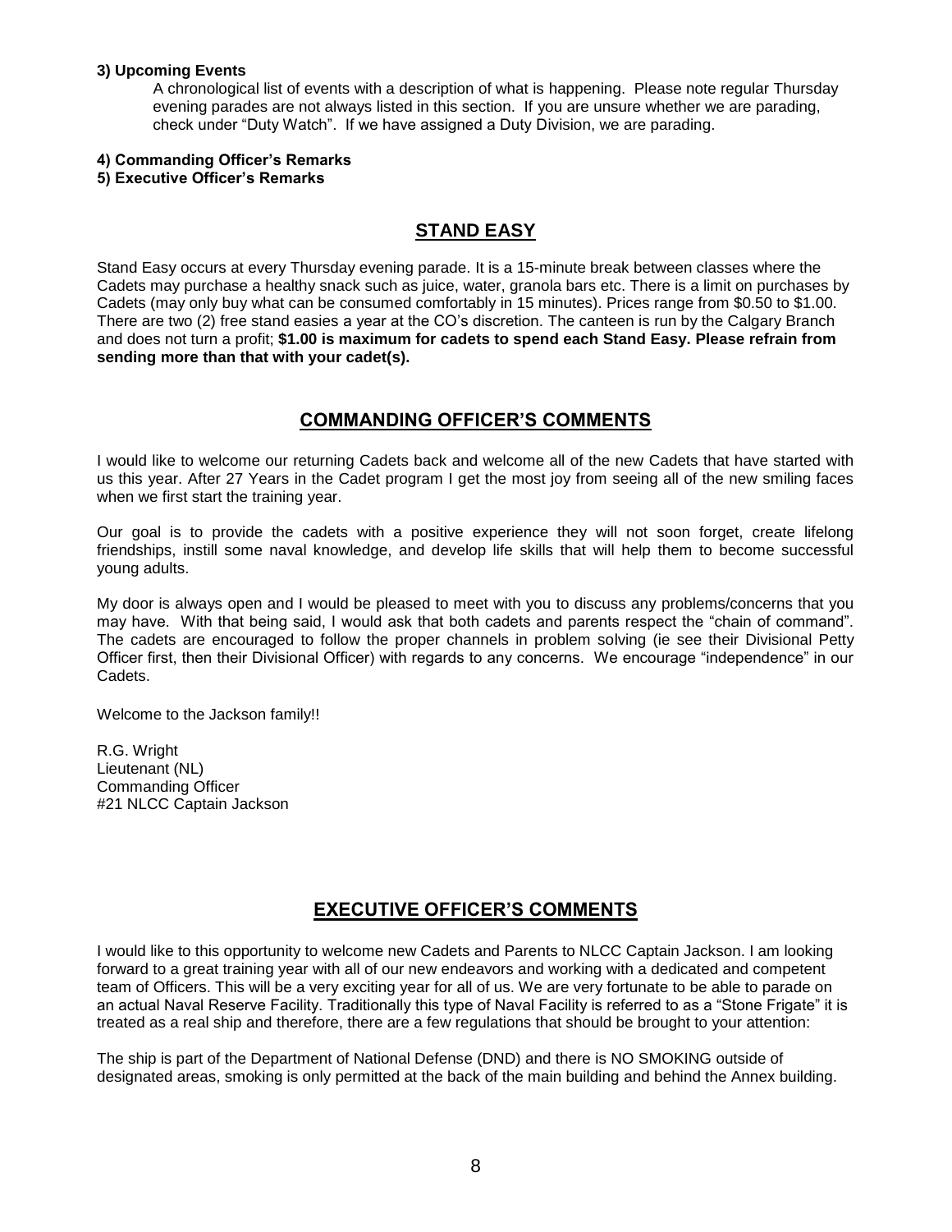**3) Upcoming Events**

A chronological list of events with a description of what is happening. Please note regular Thursday evening parades are not always listed in this section. If you are unsure whether we are parading, check under "Duty Watch". If we have assigned a Duty Division, we are parading.

**4) Commanding Officer's Remarks**

**5) Executive Officer's Remarks**

## STAND EASY

Stand Easy occurs at every Thursday evening parade. It is a 15-minute break between classes where the Cadets may purchase a healthy snack such as juice, water, granola bars etc. There is a limit on purchases by Cadets (may only buy what can be consumed comfortably in 15 minutes). Prices range from $0.50 to $1.00. There are two (2) free stand easies a year at the CO's discretion. The canteen is run by the Calgary Branch and does not turn a profit; **$1.00 is maximum for cadets to spend each Stand Easy. Please refrain from sending more than that with your cadet(s).**

## COMMANDING OFFICER'S COMMENTS

I would like to welcome our returning Cadets back and welcome all of the new Cadets that have started with us this year. After 27 Years in the Cadet program I get the most joy from seeing all of the new smiling faces when we first start the training year.

Our goal is to provide the cadets with a positive experience they will not soon forget, create lifelong friendships, instill some naval knowledge, and develop life skills that will help them to become successful young adults.

My door is always open and I would be pleased to meet with you to discuss any problems/concerns that you may have. With that being said, I would ask that both cadets and parents respect the "chain of command". The cadets are encouraged to follow the proper channels in problem solving (ie see their Divisional Petty Officer first, then their Divisional Officer) with regards to any concerns. We encourage "independence" in our Cadets.

Welcome to the Jackson family!!

R.G. Wright
Lieutenant (NL)
Commanding Officer
#21 NLCC Captain Jackson

## EXECUTIVE OFFICER'S COMMENTS

I would like to this opportunity to welcome new Cadets and Parents to NLCC Captain Jackson. I am looking forward to a great training year with all of our new endeavors and working with a dedicated and competent team of Officers. This will be a very exciting year for all of us. We are very fortunate to be able to parade on an actual Naval Reserve Facility. Traditionally this type of Naval Facility is referred to as a "Stone Frigate" it is treated as a real ship and therefore, there are a few regulations that should be brought to your attention:

The ship is part of the Department of National Defense (DND) and there is NO SMOKING outside of designated areas, smoking is only permitted at the back of the main building and behind the Annex building.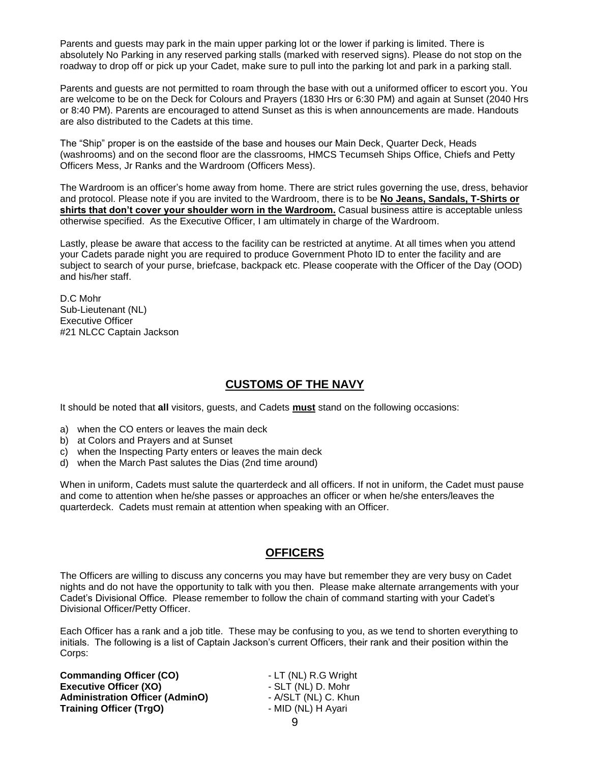Parents and guests may park in the main upper parking lot or the lower if parking is limited. There is absolutely No Parking in any reserved parking stalls (marked with reserved signs). Please do not stop on the roadway to drop off or pick up your Cadet, make sure to pull into the parking lot and park in a parking stall.

Parents and guests are not permitted to roam through the base with out a uniformed officer to escort you. You are welcome to be on the Deck for Colours and Prayers (1830 Hrs or 6:30 PM) and again at Sunset (2040 Hrs or 8:40 PM). Parents are encouraged to attend Sunset as this is when announcements are made. Handouts are also distributed to the Cadets at this time.

The "Ship" proper is on the eastside of the base and houses our Main Deck, Quarter Deck, Heads (washrooms) and on the second floor are the classrooms, HMCS Tecumseh Ships Office, Chiefs and Petty Officers Mess, Jr Ranks and the Wardroom (Officers Mess).

The Wardroom is an officer's home away from home. There are strict rules governing the use, dress, behavior and protocol. Please note if you are invited to the Wardroom, there is to be **No Jeans, Sandals, T-Shirts or shirts that don't cover your shoulder worn in the Wardroom.** Casual business attire is acceptable unless otherwise specified. As the Executive Officer, I am ultimately in charge of the Wardroom.

Lastly, please be aware that access to the facility can be restricted at anytime. At all times when you attend your Cadets parade night you are required to produce Government Photo ID to enter the facility and are subject to search of your purse, briefcase, backpack etc. Please cooperate with the Officer of the Day (OOD) and his/her staff.

D.C Mohr
Sub-Lieutenant (NL)
Executive Officer
#21 NLCC Captain Jackson

## CUSTOMS OF THE NAVY

It should be noted that **all** visitors, guests, and Cadets **must** stand on the following occasions:

a) when the CO enters or leaves the main deck
b) at Colors and Prayers and at Sunset
c) when the Inspecting Party enters or leaves the main deck
d) when the March Past salutes the Dias (2nd time around)

When in uniform, Cadets must salute the quarterdeck and all officers. If not in uniform, the Cadet must pause and come to attention when he/she passes or approaches an officer or when he/she enters/leaves the quarterdeck. Cadets must remain at attention when speaking with an Officer.

## OFFICERS

The Officers are willing to discuss any concerns you may have but remember they are very busy on Cadet nights and do not have the opportunity to talk with you then. Please make alternate arrangements with your Cadet's Divisional Office. Please remember to follow the chain of command starting with your Cadet's Divisional Officer/Petty Officer.

Each Officer has a rank and a job title. These may be confusing to you, as we tend to shorten everything to initials. The following is a list of Captain Jackson's current Officers, their rank and their position within the Corps:

**Commanding Officer (CO)** - LT (NL) R.G Wright
**Executive Officer (XO)** - SLT (NL) D. Mohr
**Administration Officer (AdminO)** - A/SLT (NL) C. Khun
**Training Officer (TrgO)** - MID (NL) H Ayari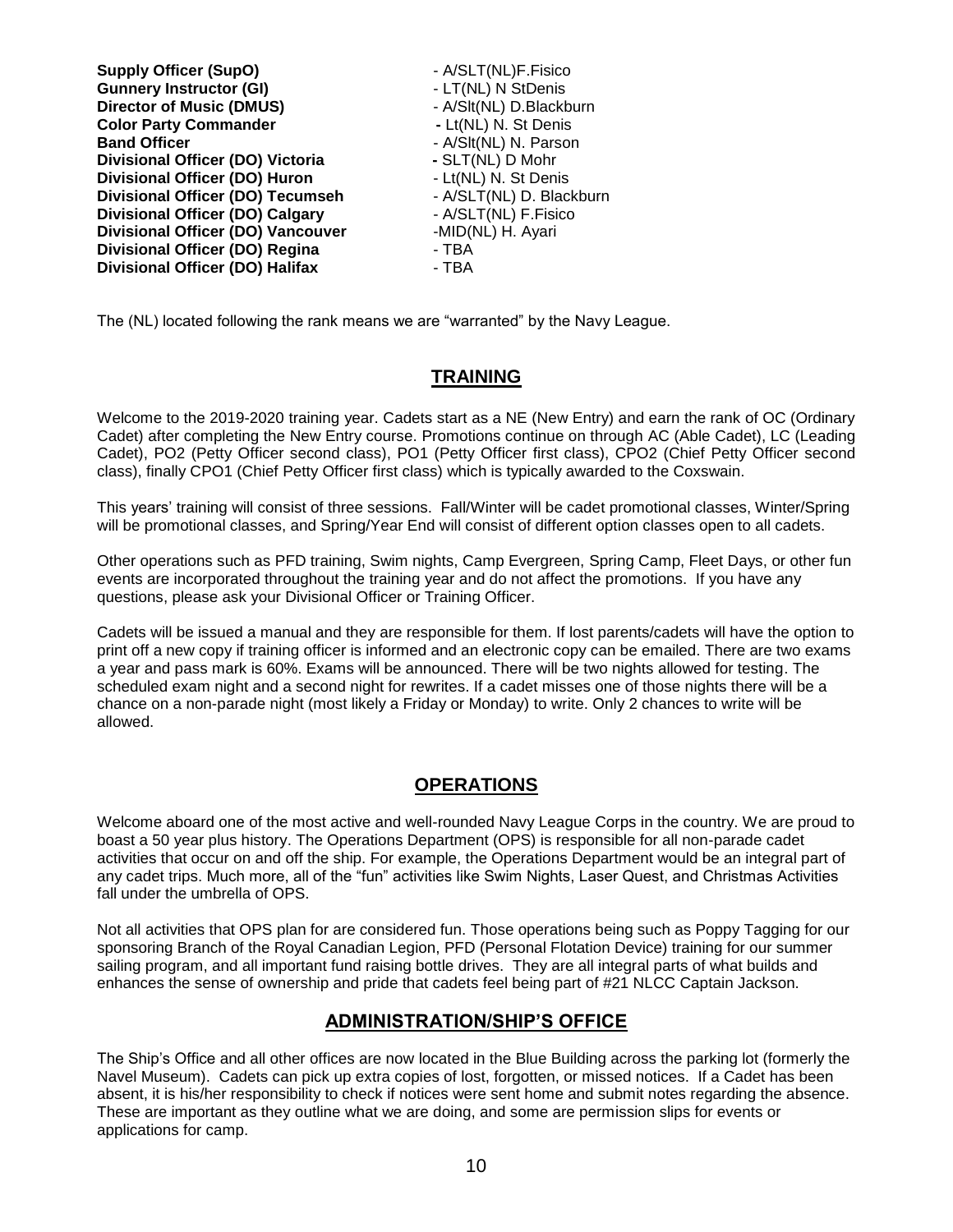**Supply Officer (SupO)** - A/SLT(NL)F.Fisico
**Gunnery Instructor (GI)** - LT(NL) N StDenis
**Director of Music (DMUS)** - A/Slt(NL) D.Blackburn
**Color Party Commander** - Lt(NL) N. St Denis
**Band Officer** - A/Slt(NL) N. Parson
**Divisional Officer (DO) Victoria** - SLT(NL) D Mohr
**Divisional Officer (DO) Huron** - Lt(NL) N. St Denis
**Divisional Officer (DO) Tecumseh** - A/SLT(NL) D. Blackburn
**Divisional Officer (DO) Calgary** - A/SLT(NL) F.Fisico
**Divisional Officer (DO) Vancouver** -MID(NL) H. Ayari
**Divisional Officer (DO) Regina** - TBA
**Divisional Officer (DO) Halifax** - TBA

The (NL) located following the rank means we are "warranted" by the Navy League.

## TRAINING

Welcome to the 2019-2020 training year. Cadets start as a NE (New Entry) and earn the rank of OC (Ordinary Cadet) after completing the New Entry course. Promotions continue on through AC (Able Cadet), LC (Leading Cadet), PO2 (Petty Officer second class), PO1 (Petty Officer first class), CPO2 (Chief Petty Officer second class), finally CPO1 (Chief Petty Officer first class) which is typically awarded to the Coxswain.

This years' training will consist of three sessions. Fall/Winter will be cadet promotional classes, Winter/Spring will be promotional classes, and Spring/Year End will consist of different option classes open to all cadets.

Other operations such as PFD training, Swim nights, Camp Evergreen, Spring Camp, Fleet Days, or other fun events are incorporated throughout the training year and do not affect the promotions. If you have any questions, please ask your Divisional Officer or Training Officer.

Cadets will be issued a manual and they are responsible for them. If lost parents/cadets will have the option to print off a new copy if training officer is informed and an electronic copy can be emailed. There are two exams a year and pass mark is 60%. Exams will be announced. There will be two nights allowed for testing. The scheduled exam night and a second night for rewrites. If a cadet misses one of those nights there will be a chance on a non-parade night (most likely a Friday or Monday) to write. Only 2 chances to write will be allowed.

## OPERATIONS

Welcome aboard one of the most active and well-rounded Navy League Corps in the country. We are proud to boast a 50 year plus history. The Operations Department (OPS) is responsible for all non-parade cadet activities that occur on and off the ship. For example, the Operations Department would be an integral part of any cadet trips. Much more, all of the "fun" activities like Swim Nights, Laser Quest, and Christmas Activities fall under the umbrella of OPS.

Not all activities that OPS plan for are considered fun. Those operations being such as Poppy Tagging for our sponsoring Branch of the Royal Canadian Legion, PFD (Personal Flotation Device) training for our summer sailing program, and all important fund raising bottle drives. They are all integral parts of what builds and enhances the sense of ownership and pride that cadets feel being part of #21 NLCC Captain Jackson.

## ADMINISTRATION/SHIP'S OFFICE

The Ship's Office and all other offices are now located in the Blue Building across the parking lot (formerly the Navel Museum). Cadets can pick up extra copies of lost, forgotten, or missed notices. If a Cadet has been absent, it is his/her responsibility to check if notices were sent home and submit notes regarding the absence. These are important as they outline what we are doing, and some are permission slips for events or applications for camp.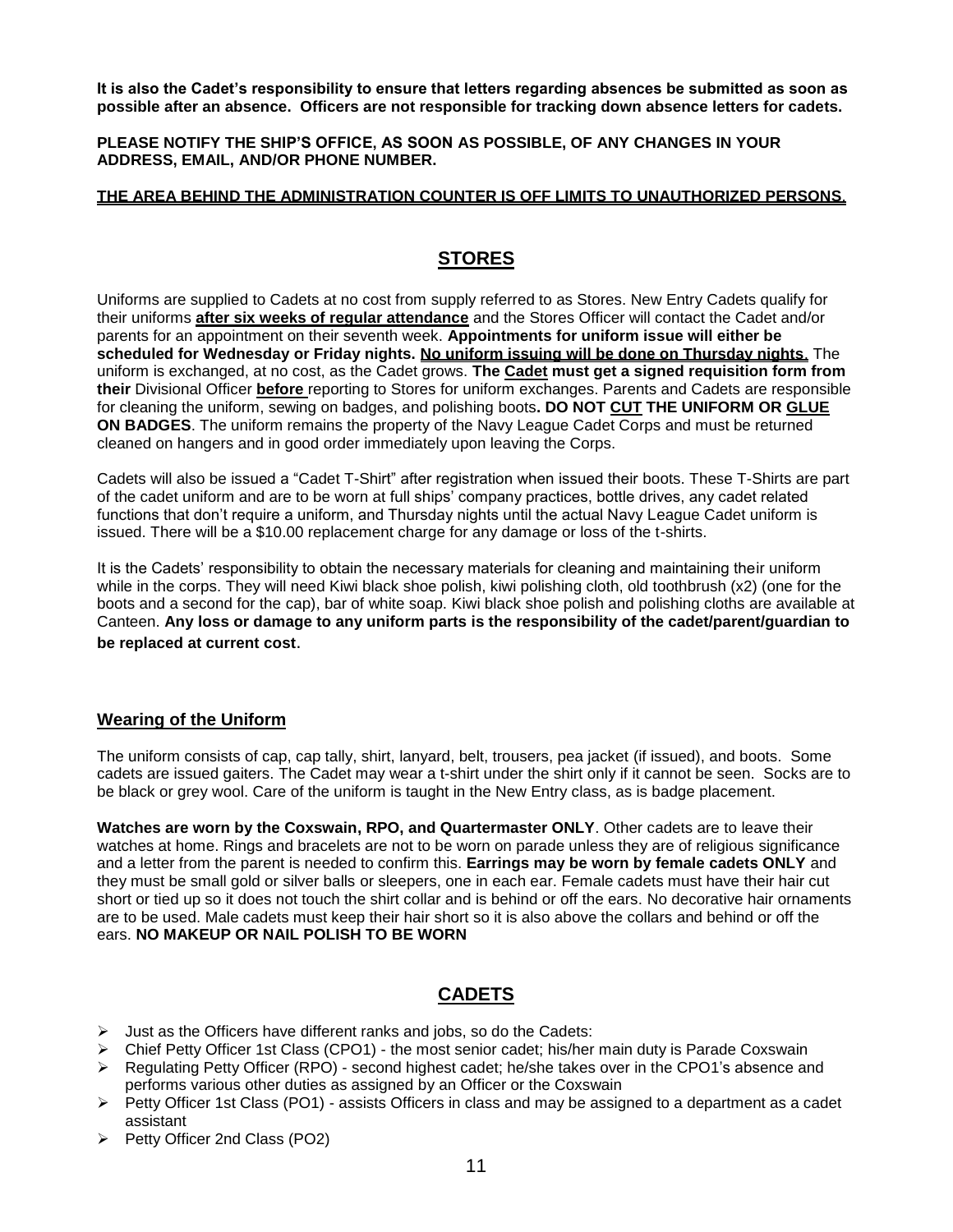**It is also the Cadet's responsibility to ensure that letters regarding absences be submitted as soon as possible after an absence. Officers are not responsible for tracking down absence letters for cadets.**

**PLEASE NOTIFY THE SHIP'S OFFICE, AS SOON AS POSSIBLE, OF ANY CHANGES IN YOUR ADDRESS, EMAIL, AND/OR PHONE NUMBER.**

**<u>THE AREA BEHIND THE ADMINISTRATION COUNTER IS OFF LIMITS TO UNAUTHORIZED PERSONS.</u>**

## <u>STORES</u>

Uniforms are supplied to Cadets at no cost from supply referred to as Stores. New Entry Cadets qualify for their uniforms **<u>after six weeks of regular attendance</u>** and the Stores Officer will contact the Cadet and/or parents for an appointment on their seventh week. **Appointments for uniform issue will either be scheduled for Wednesday or Friday nights. <u>No uniform issuing will be done on Thursday nights</u>.** The uniform is exchanged, at no cost, as the Cadet grows. **The <u>Cadet</u> must get a signed requisition form from their** Divisional Officer **<u>before</u>** reporting to Stores for uniform exchanges. Parents and Cadets are responsible for cleaning the uniform, sewing on badges, and polishing boots**. DO NOT <u>CUT</u> THE UNIFORM OR <u>GLUE</u> ON BADGES**. The uniform remains the property of the Navy League Cadet Corps and must be returned cleaned on hangers and in good order immediately upon leaving the Corps.

Cadets will also be issued a "Cadet T-Shirt" after registration when issued their boots. These T-Shirts are part of the cadet uniform and are to be worn at full ships' company practices, bottle drives, any cadet related functions that don't require a uniform, and Thursday nights until the actual Navy League Cadet uniform is issued. There will be a $10.00 replacement charge for any damage or loss of the t-shirts.

It is the Cadets' responsibility to obtain the necessary materials for cleaning and maintaining their uniform while in the corps. They will need Kiwi black shoe polish, kiwi polishing cloth, old toothbrush (x2) (one for the boots and a second for the cap), bar of white soap. Kiwi black shoe polish and polishing cloths are available at Canteen. **Any loss or damage to any uniform parts is the responsibility of the cadet/parent/guardian to be replaced at current cost**.

### <u>Wearing of the Uniform</u>

The uniform consists of cap, cap tally, shirt, lanyard, belt, trousers, pea jacket (if issued), and boots. Some cadets are issued gaiters. The Cadet may wear a t-shirt under the shirt only if it cannot be seen. Socks are to be black or grey wool. Care of the uniform is taught in the New Entry class, as is badge placement.

**Watches are worn by the Coxswain, RPO, and Quartermaster ONLY**. Other cadets are to leave their watches at home. Rings and bracelets are not to be worn on parade unless they are of religious significance and a letter from the parent is needed to confirm this. **Earrings may be worn by female cadets ONLY** and they must be small gold or silver balls or sleepers, one in each ear. Female cadets must have their hair cut short or tied up so it does not touch the shirt collar and is behind or off the ears. No decorative hair ornaments are to be used. Male cadets must keep their hair short so it is also above the collars and behind or off the ears. **NO MAKEUP OR NAIL POLISH TO BE WORN**

## <u>CADETS</u>

- Just as the Officers have different ranks and jobs, so do the Cadets:
- Chief Petty Officer 1st Class (CPO1) - the most senior cadet; his/her main duty is Parade Coxswain
- Regulating Petty Officer (RPO) - second highest cadet; he/she takes over in the CPO1's absence and performs various other duties as assigned by an Officer or the Coxswain
- Petty Officer 1st Class (PO1) - assists Officers in class and may be assigned to a department as a cadet assistant
- Petty Officer 2nd Class (PO2)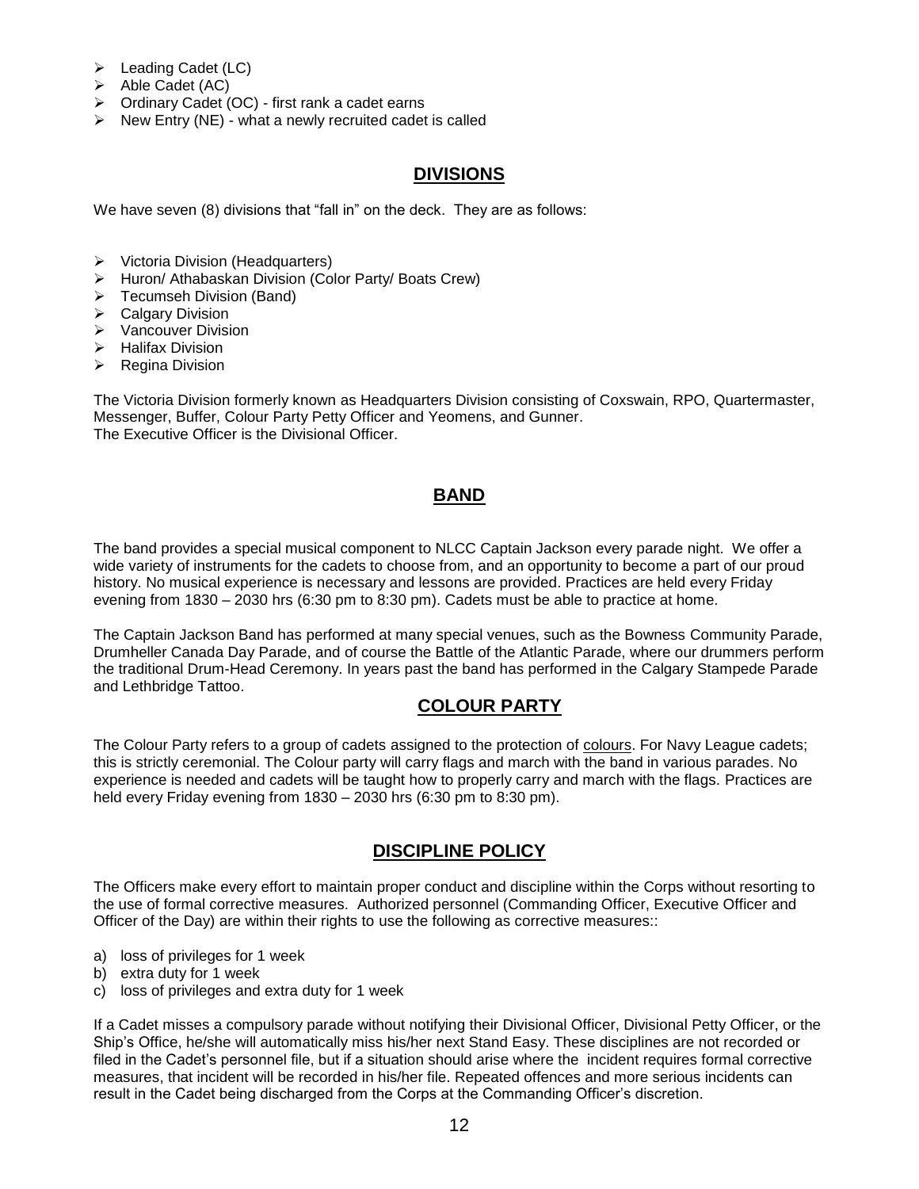- Leading Cadet (LC)
- Able Cadet (AC)
- Ordinary Cadet (OC) - first rank a cadet earns
- New Entry (NE) - what a newly recruited cadet is called

## DIVISIONS

We have seven (8) divisions that "fall in" on the deck. They are as follows:

- Victoria Division (Headquarters)
- Huron/ Athabaskan Division (Color Party/ Boats Crew)
- Tecumseh Division (Band)
- Calgary Division
- Vancouver Division
- Halifax Division
- Regina Division

The Victoria Division formerly known as Headquarters Division consisting of Coxswain, RPO, Quartermaster, Messenger, Buffer, Colour Party Petty Officer and Yeomens, and Gunner.
The Executive Officer is the Divisional Officer.

## BAND

The band provides a special musical component to NLCC Captain Jackson every parade night. We offer a wide variety of instruments for the cadets to choose from, and an opportunity to become a part of our proud history. No musical experience is necessary and lessons are provided. Practices are held every Friday evening from 1830 – 2030 hrs (6:30 pm to 8:30 pm). Cadets must be able to practice at home.

The Captain Jackson Band has performed at many special venues, such as the Bowness Community Parade, Drumheller Canada Day Parade, and of course the Battle of the Atlantic Parade, where our drummers perform the traditional Drum-Head Ceremony. In years past the band has performed in the Calgary Stampede Parade and Lethbridge Tattoo.

## COLOUR PARTY

The Colour Party refers to a group of cadets assigned to the protection of colours. For Navy League cadets; this is strictly ceremonial. The Colour party will carry flags and march with the band in various parades. No experience is needed and cadets will be taught how to properly carry and march with the flags. Practices are held every Friday evening from 1830 – 2030 hrs (6:30 pm to 8:30 pm).

## DISCIPLINE POLICY

The Officers make every effort to maintain proper conduct and discipline within the Corps without resorting to the use of formal corrective measures. Authorized personnel (Commanding Officer, Executive Officer and Officer of the Day) are within their rights to use the following as corrective measures::

a) loss of privileges for 1 week
b) extra duty for 1 week
c) loss of privileges and extra duty for 1 week

If a Cadet misses a compulsory parade without notifying their Divisional Officer, Divisional Petty Officer, or the Ship's Office, he/she will automatically miss his/her next Stand Easy. These disciplines are not recorded or filed in the Cadet's personnel file, but if a situation should arise where the incident requires formal corrective measures, that incident will be recorded in his/her file. Repeated offences and more serious incidents can result in the Cadet being discharged from the Corps at the Commanding Officer's discretion.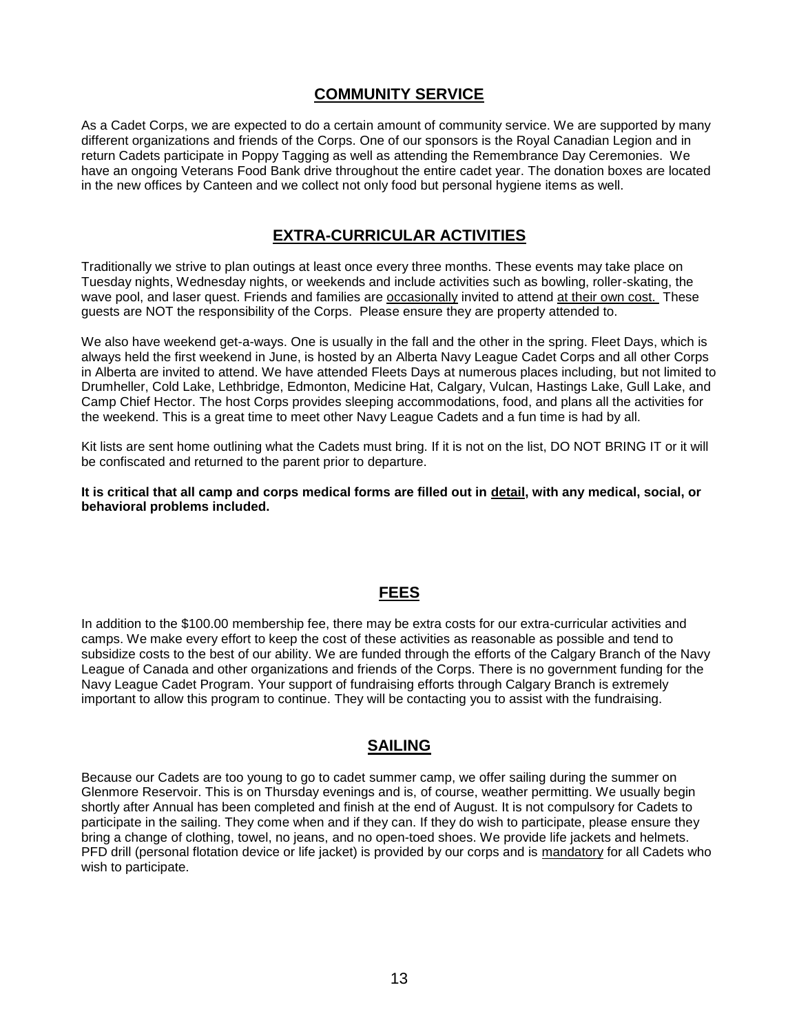## COMMUNITY SERVICE

As a Cadet Corps, we are expected to do a certain amount of community service. We are supported by many different organizations and friends of the Corps. One of our sponsors is the Royal Canadian Legion and in return Cadets participate in Poppy Tagging as well as attending the Remembrance Day Ceremonies. We have an ongoing Veterans Food Bank drive throughout the entire cadet year. The donation boxes are located in the new offices by Canteen and we collect not only food but personal hygiene items as well.

## EXTRA-CURRICULAR ACTIVITIES

Traditionally we strive to plan outings at least once every three months. These events may take place on Tuesday nights, Wednesday nights, or weekends and include activities such as bowling, roller-skating, the wave pool, and laser quest. Friends and families are occasionally invited to attend at their own cost. These guests are NOT the responsibility of the Corps. Please ensure they are property attended to.

We also have weekend get-a-ways. One is usually in the fall and the other in the spring. Fleet Days, which is always held the first weekend in June, is hosted by an Alberta Navy League Cadet Corps and all other Corps in Alberta are invited to attend. We have attended Fleets Days at numerous places including, but not limited to Drumheller, Cold Lake, Lethbridge, Edmonton, Medicine Hat, Calgary, Vulcan, Hastings Lake, Gull Lake, and Camp Chief Hector. The host Corps provides sleeping accommodations, food, and plans all the activities for the weekend. This is a great time to meet other Navy League Cadets and a fun time is had by all.

Kit lists are sent home outlining what the Cadets must bring. If it is not on the list, DO NOT BRING IT or it will be confiscated and returned to the parent prior to departure.

**It is critical that all camp and corps medical forms are filled out in detail, with any medical, social, or behavioral problems included.**

## FEES

In addition to the $100.00 membership fee, there may be extra costs for our extra-curricular activities and camps. We make every effort to keep the cost of these activities as reasonable as possible and tend to subsidize costs to the best of our ability. We are funded through the efforts of the Calgary Branch of the Navy League of Canada and other organizations and friends of the Corps. There is no government funding for the Navy League Cadet Program. Your support of fundraising efforts through Calgary Branch is extremely important to allow this program to continue. They will be contacting you to assist with the fundraising.

## SAILING

Because our Cadets are too young to go to cadet summer camp, we offer sailing during the summer on Glenmore Reservoir. This is on Thursday evenings and is, of course, weather permitting. We usually begin shortly after Annual has been completed and finish at the end of August. It is not compulsory for Cadets to participate in the sailing. They come when and if they can. If they do wish to participate, please ensure they bring a change of clothing, towel, no jeans, and no open-toed shoes. We provide life jackets and helmets. PFD drill (personal flotation device or life jacket) is provided by our corps and is mandatory for all Cadets who wish to participate.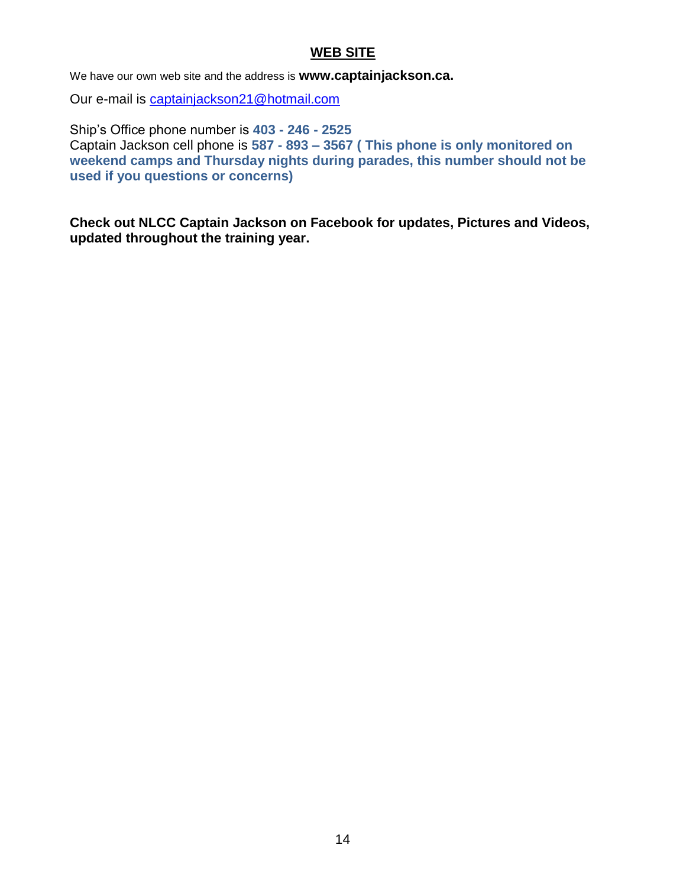## WEB SITE

We have our own web site and the address is **www.captainjackson.ca.**

Our e-mail is captainjackson21@hotmail.com

Ship's Office phone number is **403 - 246 - 2525**
Captain Jackson cell phone is **587 - 893 – 3567 ( This phone is only monitored on weekend camps and Thursday nights during parades, this number should not be used if you questions or concerns)**

**Check out NLCC Captain Jackson on Facebook for updates, Pictures and Videos, updated throughout the training year.**